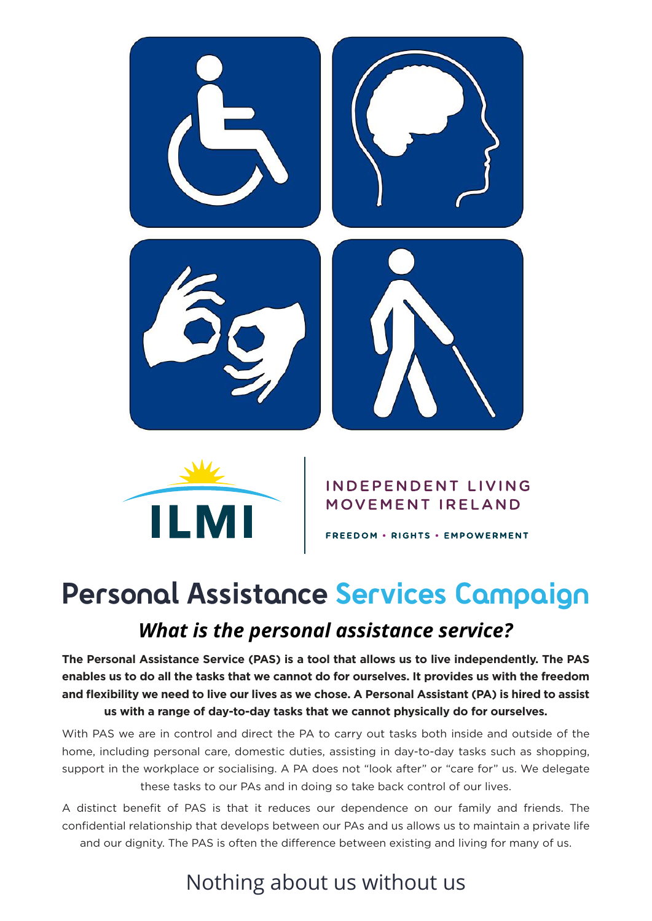ILMI

INDEPENDENT LIVING MOVEMENT IRELAND

FREEDOM • RIGHTS • EMPOWERMENT

# Personal Assistance Services Campaign

## *What is the personal assistance service?*

**The Personal Assistance Service (PAS) is a tool that allows us to live independently. The PAS enables us to do all the tasks that we cannot do for ourselves. It provides us with the freedom and flexibility we need to live our lives as we chose. A Personal Assistant (PA) is hired to assist us with a range of day-to-day tasks that we cannot physically do for ourselves.**

With PAS we are in control and direct the PA to carry out tasks both inside and outside of the home, including personal care, domestic duties, assisting in day-to-day tasks such as shopping, support in the workplace or socialising. A PA does not "look after" or "care for" us. We delegate these tasks to our PAs and in doing so take back control of our lives.

A distinct benefit of PAS is that it reduces our dependence on our family and friends. The confidential relationship that develops between our PAs and us allows us to maintain a private life and our dignity. The PAS is often the difference between existing and living for many of us.

Nothing about us without us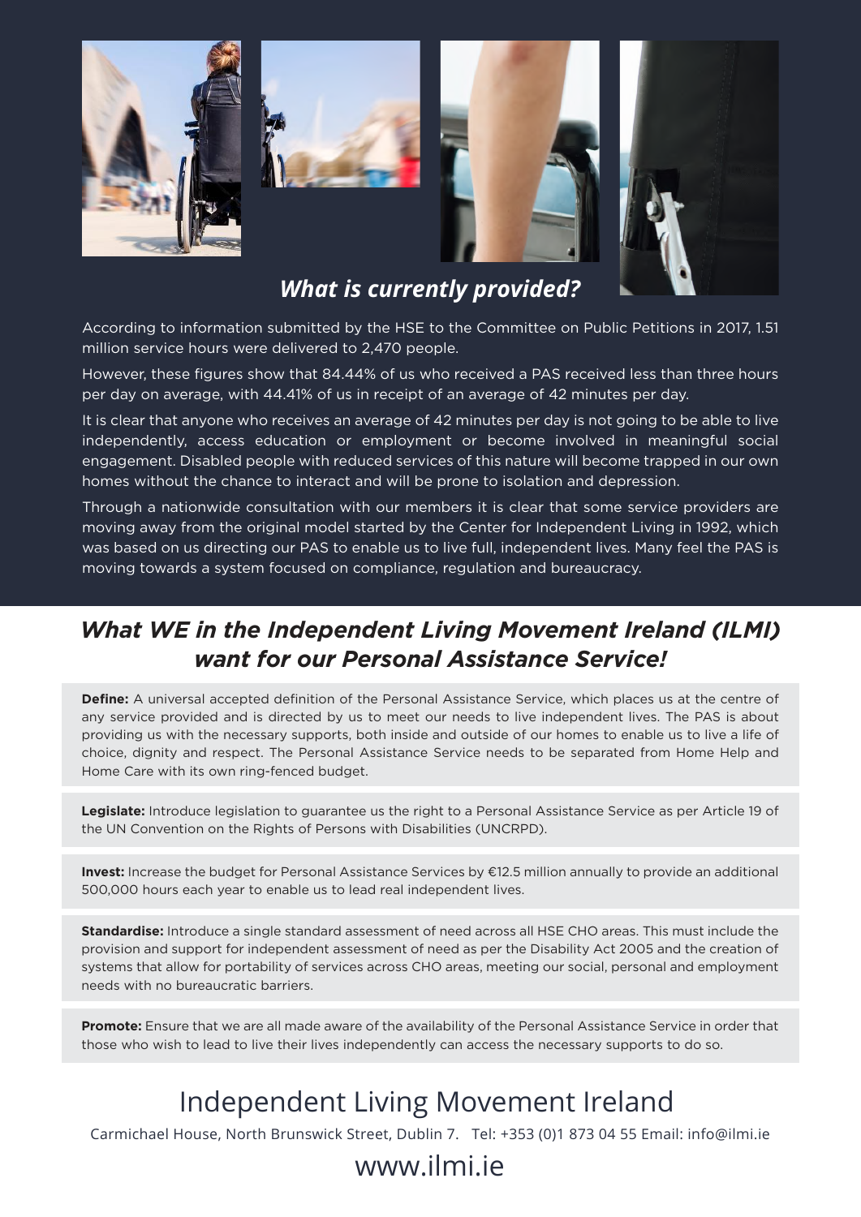## What is currently provided?

According to information submitted by the HSE to the Committee on Public Petitions in 2017, 1.51 million service hours were delivered to 2,470 people.

However, these figures show that 84.44% of us who received a PAS received less than three hours per day on average, with 44.41% of us in receipt of an average of 42 minutes per day.

It is clear that anyone who receives an average of 42 minutes per day is not going to be able to live independently, access education or employment or become involved in meaningful social engagement. Disabled people with reduced services of this nature will become trapped in our own homes without the chance to interact and will be prone to isolation and depression.

Through a nationwide consultation with our members it is clear that some service providers are moving away from the original model started by the Center for Independent Living in 1992, which was based on us directing our PAS to enable us to live full, independent lives. Many feel the PAS is moving towards a system focused on compliance, regulation and bureaucracy.

## What WE in the Independent Living Movement Ireland (ILMI) want for our Personal Assistance Service!

**Define:** A universal accepted definition of the Personal Assistance Service, which places us at the centre of any service provided and is directed by us to meet our needs to live independent lives. The PAS is about providing us with the necessary supports, both inside and outside of our homes to enable us to live a life of choice, dignity and respect. The Personal Assistance Service needs to be separated from Home Help and Home Care with its own ring-fenced budget.

**Legislate:** Introduce legislation to guarantee us the right to a Personal Assistance Service as per Article 19 of the UN Convention on the Rights of Persons with Disabilities (UNCRPD).

**Invest:** Increase the budget for Personal Assistance Services by €12.5 million annually to provide an additional 500,000 hours each year to enable us to lead real independent lives.

**Standardise:** Introduce a single standard assessment of need across all HSE CHO areas. This must include the provision and support for independent assessment of need as per the Disability Act 2005 and the creation of systems that allow for portability of services across CHO areas, meeting our social, personal and employment needs with no bureaucratic barriers.

**Promote:** Ensure that we are all made aware of the availability of the Personal Assistance Service in order that those who wish to lead to live their lives independently can access the necessary supports to do so.

# Independent Living Movement Ireland

Carmichael House, North Brunswick Street, Dublin 7. Tel: +353 (0)1 873 04 55 Email: info@ilmi.ie

www.ilmi.ie